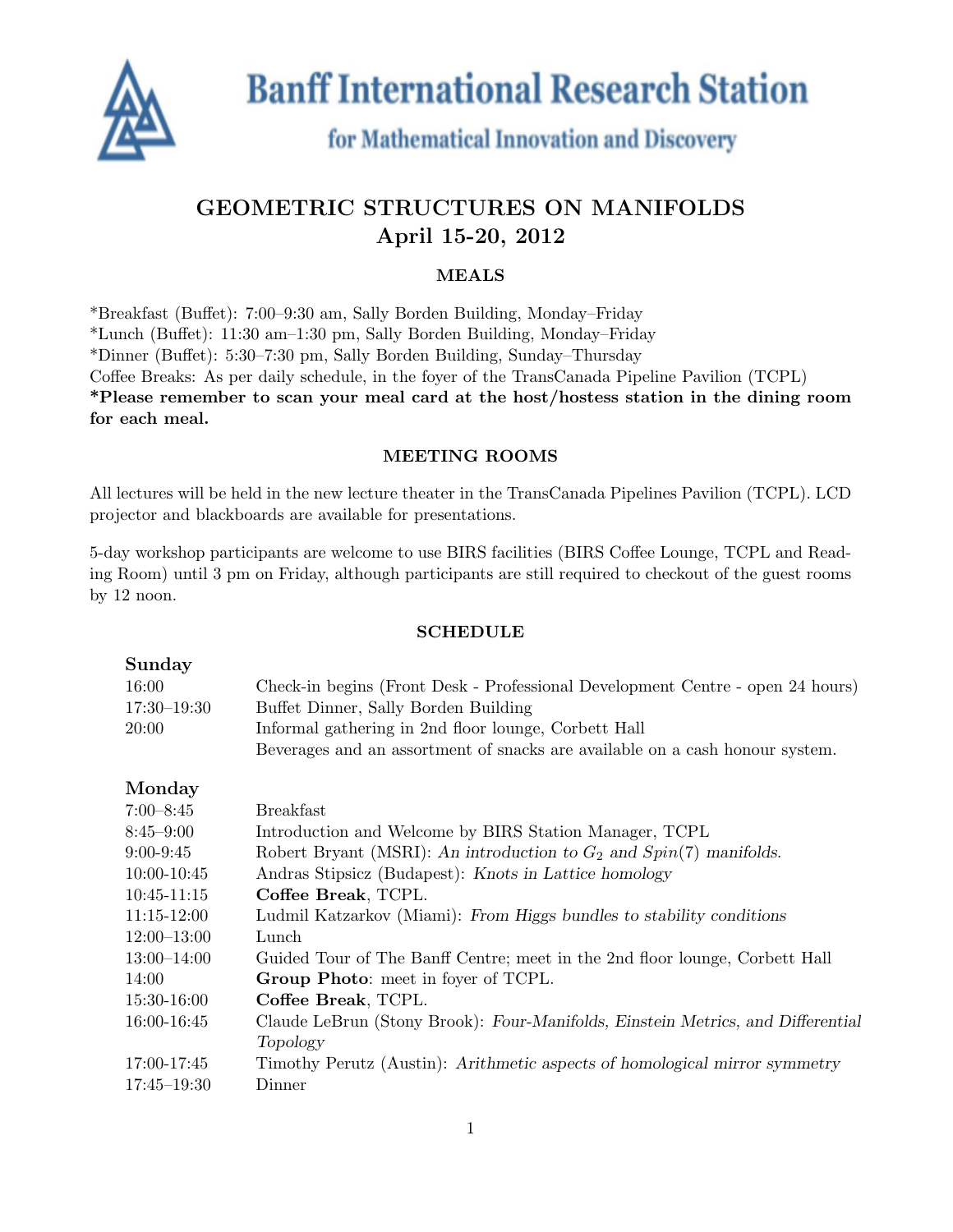# Banff International Research Station

## for Mathematical Innovation and Discovery

## GEOMETRIC STRUCTURES ON MANIFOLDS
## April 15-20, 2012

### MEALS

*Breakfast (Buffet): 7:00–9:30 am, Sally Borden Building, Monday–Friday
*Lunch (Buffet): 11:30 am–1:30 pm, Sally Borden Building, Monday–Friday
*Dinner (Buffet): 5:30–7:30 pm, Sally Borden Building, Sunday–Thursday
Coffee Breaks: As per daily schedule, in the foyer of the TransCanada Pipeline Pavilion (TCPL)
**\*Please remember to scan your meal card at the host/hostess station in the dining room for each meal.**

### MEETING ROOMS

All lectures will be held in the new lecture theater in the TransCanada Pipelines Pavilion (TCPL). LCD projector and blackboards are available for presentations.

5-day workshop participants are welcome to use BIRS facilities (BIRS Coffee Lounge, TCPL and Reading Room) until 3 pm on Friday, although participants are still required to checkout of the guest rooms by 12 noon.

### SCHEDULE

**Sunday**

| | |
|---|---|
| 16:00 | Check-in begins (Front Desk - Professional Development Centre - open 24 hours) |
| 17:30–19:30 | Buffet Dinner, Sally Borden Building |
| 20:00 | Informal gathering in 2nd floor lounge, Corbett Hall<br>Beverages and an assortment of snacks are available on a cash honour system. |

**Monday**

| | |
|---|---|
| 7:00–8:45 | Breakfast |
| 8:45–9:00 | Introduction and Welcome by BIRS Station Manager, TCPL |
| 9:00-9:45 | Robert Bryant (MSRI): *An introduction to $G_2$ and $Spin(7)$ manifolds.* |
| 10:00-10:45 | Andras Stipsicz (Budapest): *Knots in Lattice homology* |
| 10:45-11:15 | **Coffee Break**, TCPL. |
| 11:15-12:00 | Ludmil Katzarkov (Miami): *From Higgs bundles to stability conditions* |
| 12:00–13:00 | Lunch |
| 13:00–14:00 | Guided Tour of The Banff Centre; meet in the 2nd floor lounge, Corbett Hall |
| 14:00 | **Group Photo**: meet in foyer of TCPL. |
| 15:30-16:00 | **Coffee Break**, TCPL. |
| 16:00-16:45 | Claude LeBrun (Stony Brook): *Four-Manifolds, Einstein Metrics, and Differential Topology* |
| 17:00-17:45 | Timothy Perutz (Austin): *Arithmetic aspects of homological mirror symmetry* |
| 17:45–19:30 | Dinner |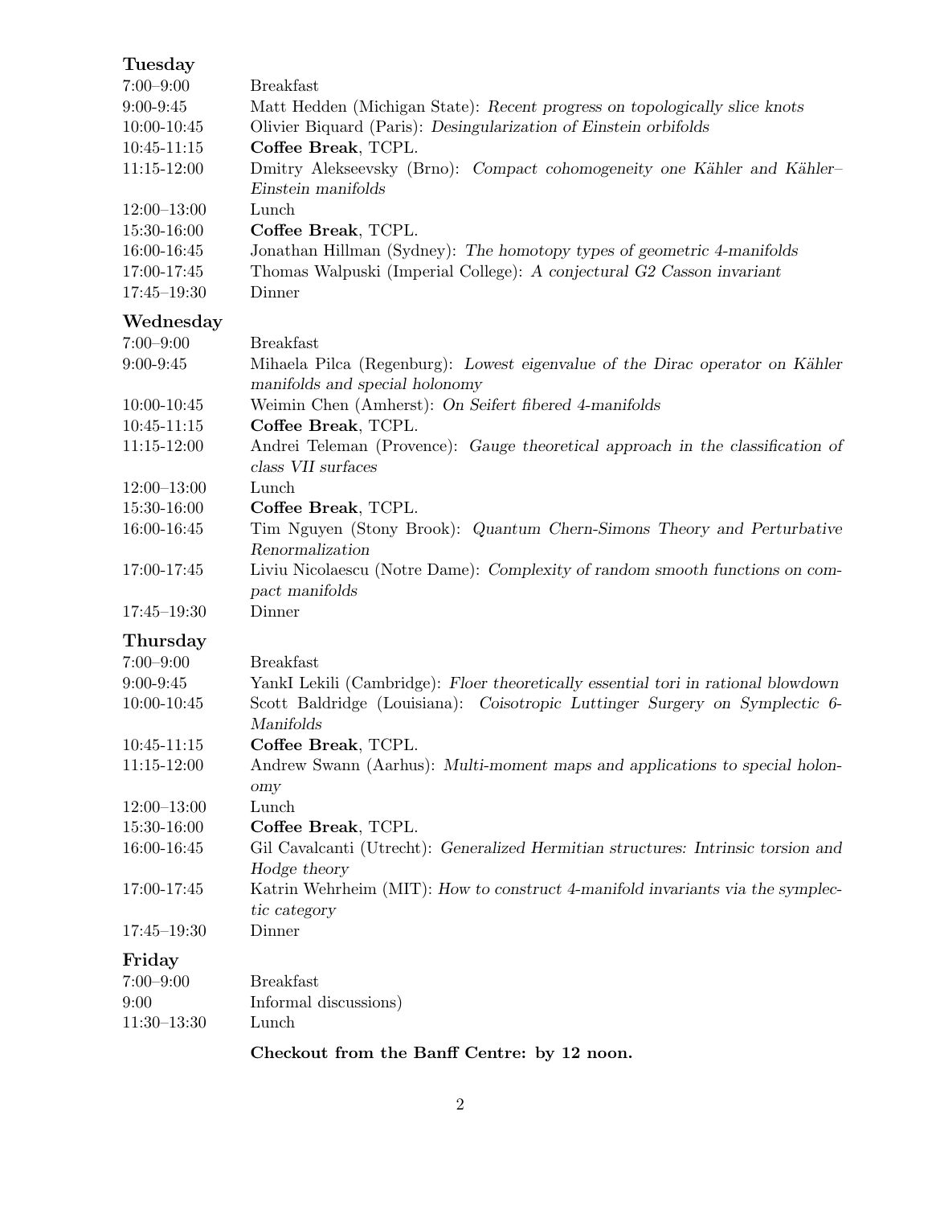## Tuesday

| | |
|---|---|
| 7:00–9:00 | Breakfast |
| 9:00-9:45 | Matt Hedden (Michigan State): *Recent progress on topologically slice knots* |
| 10:00-10:45 | Olivier Biquard (Paris): *Desingularization of Einstein orbifolds* |
| 10:45-11:15 | **Coffee Break**, TCPL. |
| 11:15-12:00 | Dmitry Alekseevsky (Brno): *Compact cohomogeneity one Kähler and Kähler–Einstein manifolds* |
| 12:00–13:00 | Lunch |
| 15:30-16:00 | **Coffee Break**, TCPL. |
| 16:00-16:45 | Jonathan Hillman (Sydney): *The homotopy types of geometric 4-manifolds* |
| 17:00-17:45 | Thomas Walpuski (Imperial College): *A conjectural G2 Casson invariant* |
| 17:45–19:30 | Dinner |

## Wednesday

| | |
|---|---|
| 7:00–9:00 | Breakfast |
| 9:00-9:45 | Mihaela Pilca (Regenburg): *Lowest eigenvalue of the Dirac operator on Kähler manifolds and special holonomy* |
| 10:00-10:45 | Weimin Chen (Amherst): *On Seifert fibered 4-manifolds* |
| 10:45-11:15 | **Coffee Break**, TCPL. |
| 11:15-12:00 | Andrei Teleman (Provence): *Gauge theoretical approach in the classification of class VII surfaces* |
| 12:00–13:00 | Lunch |
| 15:30-16:00 | **Coffee Break**, TCPL. |
| 16:00-16:45 | Tim Nguyen (Stony Brook): *Quantum Chern-Simons Theory and Perturbative Renormalization* |
| 17:00-17:45 | Liviu Nicolaescu (Notre Dame): *Complexity of random smooth functions on compact manifolds* |
| 17:45–19:30 | Dinner |

## Thursday

| | |
|---|---|
| 7:00–9:00 | Breakfast |
| 9:00-9:45 | YankI Lekili (Cambridge): *Floer theoretically essential tori in rational blowdown* |
| 10:00-10:45 | Scott Baldridge (Louisiana): *Coisotropic Luttinger Surgery on Symplectic 6-Manifolds* |
| 10:45-11:15 | **Coffee Break**, TCPL. |
| 11:15-12:00 | Andrew Swann (Aarhus): *Multi-moment maps and applications to special holonomy* |
| 12:00–13:00 | Lunch |
| 15:30-16:00 | **Coffee Break**, TCPL. |
| 16:00-16:45 | Gil Cavalcanti (Utrecht): *Generalized Hermitian structures: Intrinsic torsion and Hodge theory* |
| 17:00-17:45 | Katrin Wehrheim (MIT): *How to construct 4-manifold invariants via the symplectic category* |
| 17:45–19:30 | Dinner |

## Friday

| | |
|---|---|
| 7:00–9:00 | Breakfast |
| 9:00 | Informal discussions) |
| 11:30–13:30 | Lunch |

**Checkout from the Banff Centre: by 12 noon.**